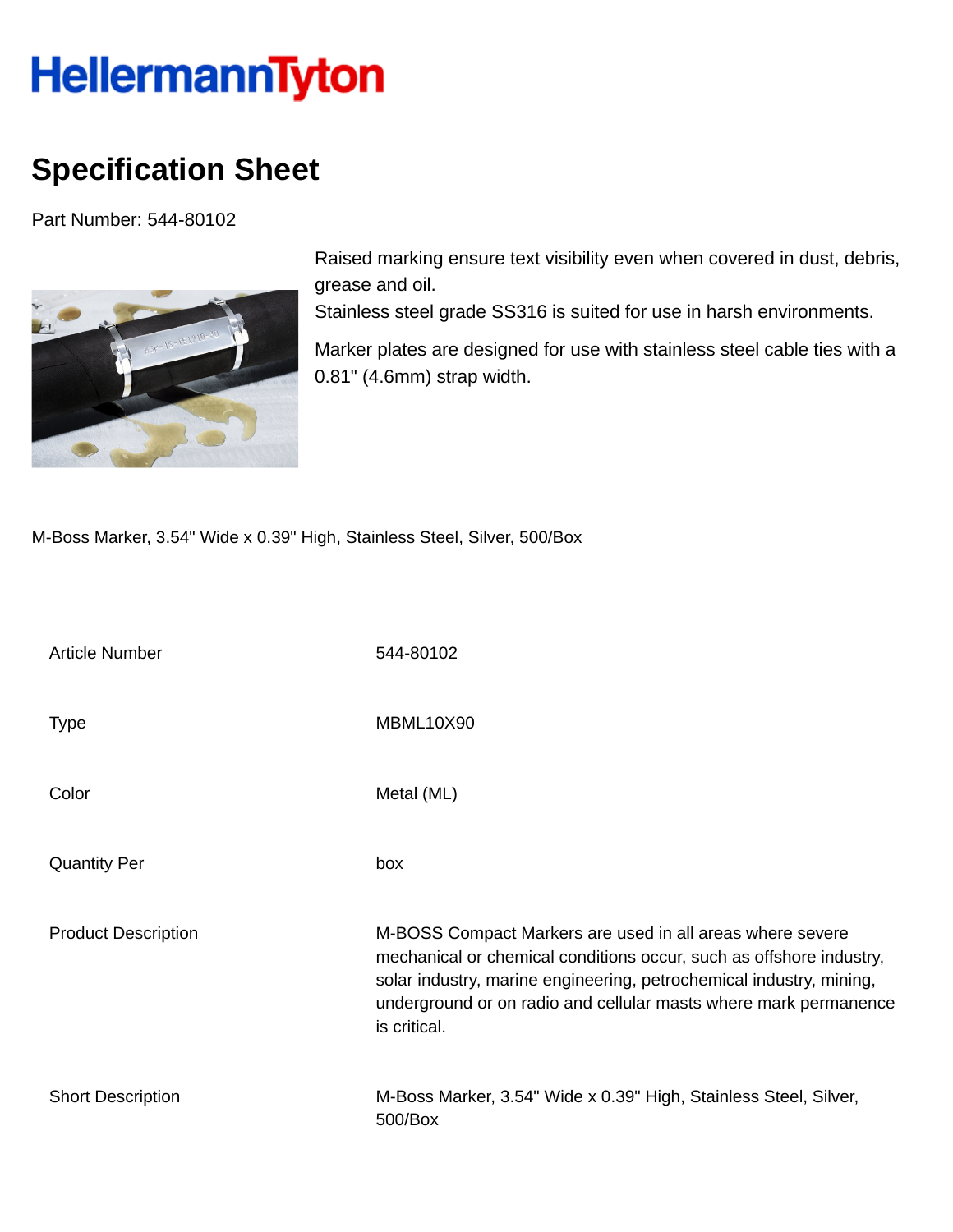HellermannTyton

# Specification Sheet

Part Number: 544-80102

Raised marking ensure text visibility even when covered in dust, debris, grease and oil.
Stainless steel grade SS316 is suited for use in harsh environments.

Marker plates are designed for use with stainless steel cable ties with a 0.81" (4.6mm) strap width.

M-Boss Marker, 3.54" Wide x 0.39" High, Stainless Steel, Silver, 500/Box

| | |
|---|---|
| Article Number | 544-80102 |
| Type | MBML10X90 |
| Color | Metal (ML) |
| Quantity Per | box |
| Product Description | M-BOSS Compact Markers are used in all areas where severe mechanical or chemical conditions occur, such as offshore industry, solar industry, marine engineering, petrochemical industry, mining, underground or on radio and cellular masts where mark permanence is critical. |
| Short Description | M-Boss Marker, 3.54" Wide x 0.39" High, Stainless Steel, Silver, 500/Box |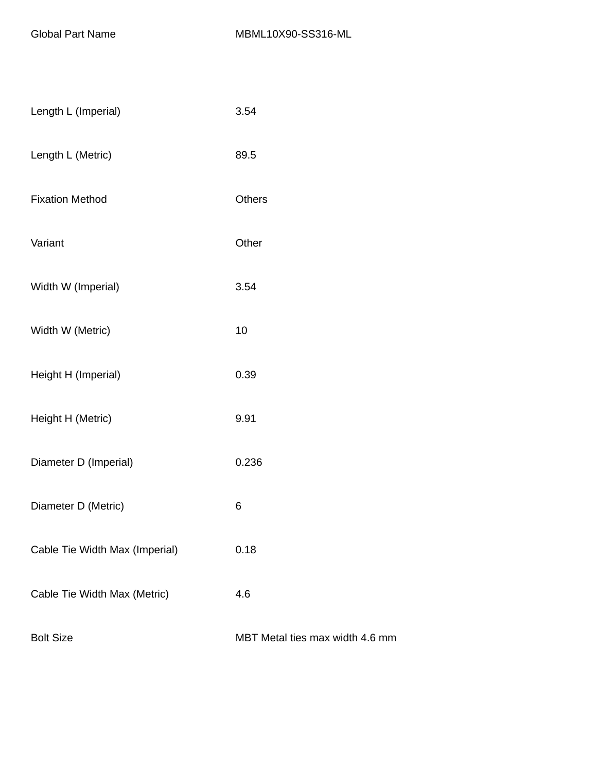| | |
|---|---|
| Global Part Name | MBML10X90-SS316-ML |
| Length L (Imperial) | 3.54 |
| Length L (Metric) | 89.5 |
| Fixation Method | Others |
| Variant | Other |
| Width W (Imperial) | 3.54 |
| Width W (Metric) | 10 |
| Height H (Imperial) | 0.39 |
| Height H (Metric) | 9.91 |
| Diameter D (Imperial) | 0.236 |
| Diameter D (Metric) | 6 |
| Cable Tie Width Max (Imperial) | 0.18 |
| Cable Tie Width Max (Metric) | 4.6 |
| Bolt Size | MBT Metal ties max width 4.6 mm |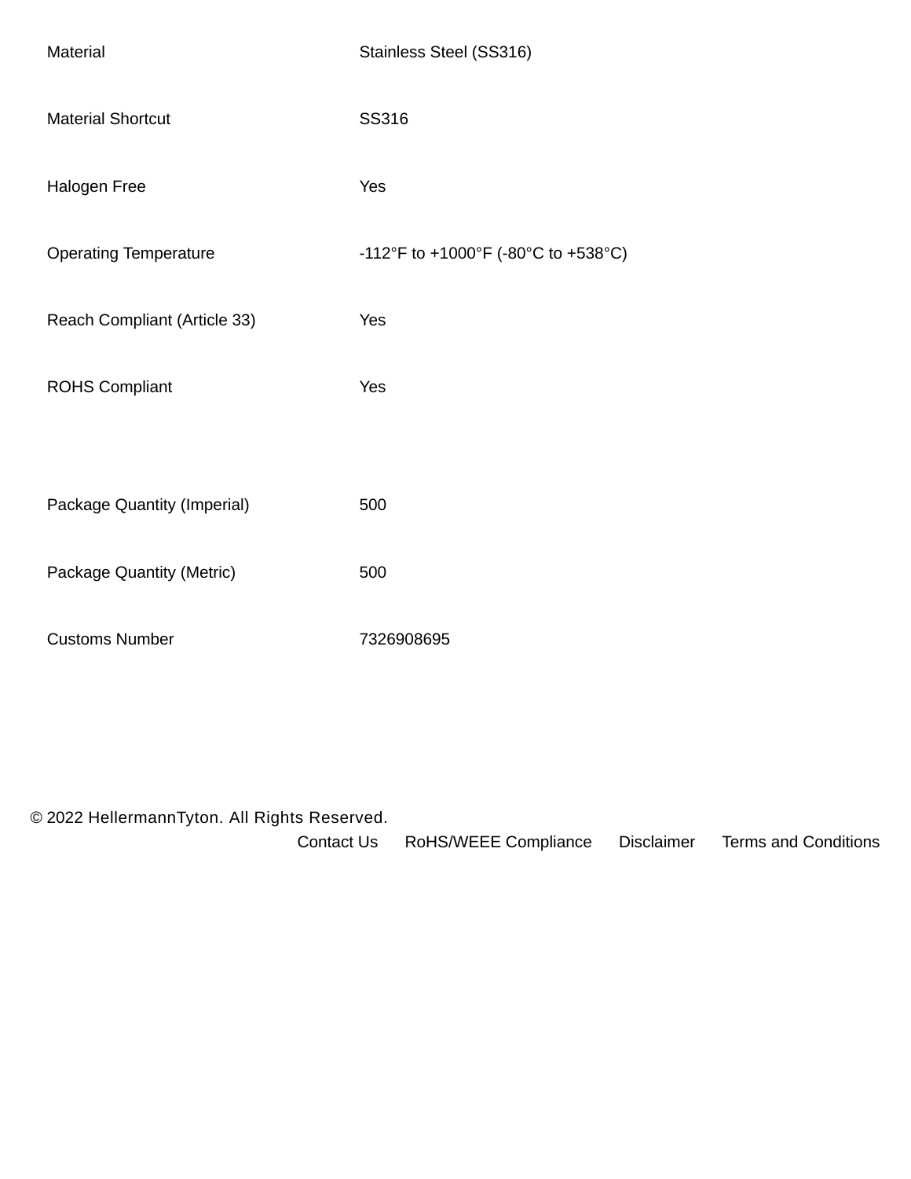| | |
|---|---|
| Material | Stainless Steel (SS316) |
| Material Shortcut | SS316 |
| Halogen Free | Yes |
| Operating Temperature | -112°F to +1000°F (-80°C to +538°C) |
| Reach Compliant (Article 33) | Yes |
| ROHS Compliant | Yes |

| | |
|---|---|
| Package Quantity (Imperial) | 500 |
| Package Quantity (Metric) | 500 |
| Customs Number | 7326908695 |

© 2022 HellermannTyton. All Rights Reserved.

Contact Us RoHS/WEEE Compliance Disclaimer Terms and Conditions